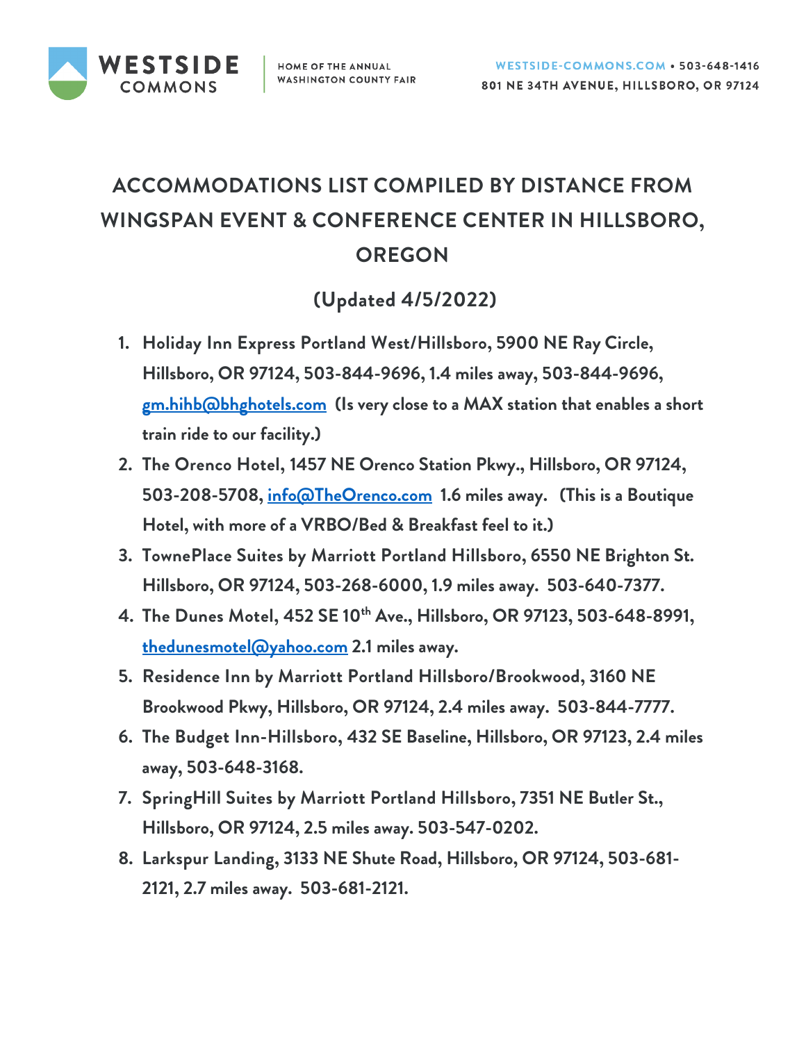# ACCOMMODATIONS LIST COMPILED BY DISTANCE FROM WINGSPAN EVENT & CONFERENCE CENTER IN HILLSBORO, OREGON

## (Updated 4/5/2022)

1. **Holiday Inn Express Portland West/Hillsboro, 5900 NE Ray Circle, Hillsboro, OR 97124, 503-844-9696, 1.4 miles away, 503-844-9696, gm.hihb@bhghotels.com (Is very close to a MAX station that enables a short train ride to our facility.)**
2. **The Orenco Hotel, 1457 NE Orenco Station Pkwy., Hillsboro, OR 97124, 503-208-5708, info@TheOrenco.com 1.6 miles away. (This is a Boutique Hotel, with more of a VRBO/Bed & Breakfast feel to it.)**
3. **TownePlace Suites by Marriott Portland Hillsboro, 6550 NE Brighton St. Hillsboro, OR 97124, 503-268-6000, 1.9 miles away. 503-640-7377.**
4. **The Dunes Motel, 452 SE 10th Ave., Hillsboro, OR 97123, 503-648-8991, thedunesmotel@yahoo.com 2.1 miles away.**
5. **Residence Inn by Marriott Portland Hillsboro/Brookwood, 3160 NE Brookwood Pkwy, Hillsboro, OR 97124, 2.4 miles away. 503-844-7777.**
6. **The Budget Inn-Hillsboro, 432 SE Baseline, Hillsboro, OR 97123, 2.4 miles away, 503-648-3168.**
7. **SpringHill Suites by Marriott Portland Hillsboro, 7351 NE Butler St., Hillsboro, OR 97124, 2.5 miles away. 503-547-0202.**
8. **Larkspur Landing, 3133 NE Shute Road, Hillsboro, OR 97124, 503-681-2121, 2.7 miles away. 503-681-2121.**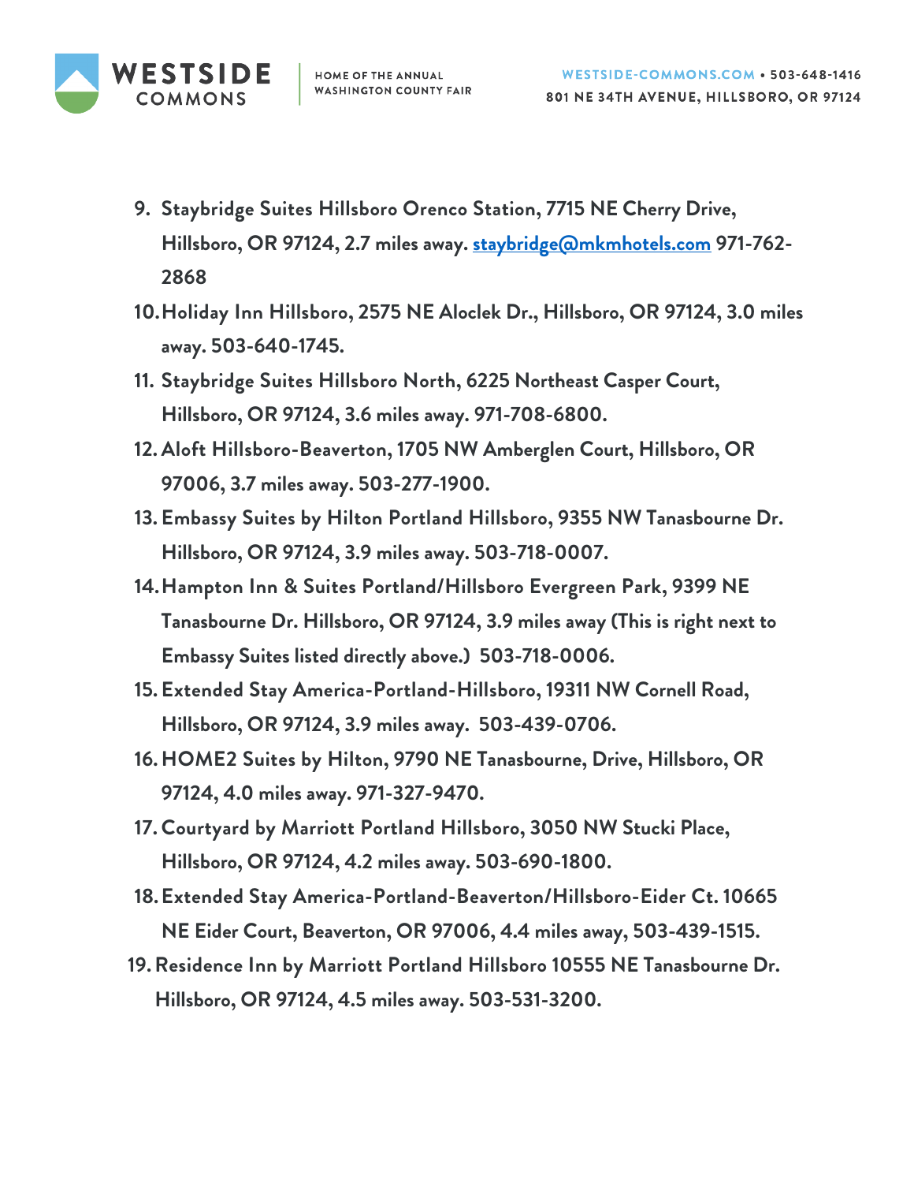9. Staybridge Suites Hillsboro Orenco Station, 7715 NE Cherry Drive, Hillsboro, OR 97124, 2.7 miles away. staybridge@mkmhotels.com 971-762-2868
10. Holiday Inn Hillsboro, 2575 NE Aloclek Dr., Hillsboro, OR 97124, 3.0 miles away. 503-640-1745.
11. Staybridge Suites Hillsboro North, 6225 Northeast Casper Court, Hillsboro, OR 97124, 3.6 miles away. 971-708-6800.
12. Aloft Hillsboro-Beaverton, 1705 NW Amberglen Court, Hillsboro, OR 97006, 3.7 miles away. 503-277-1900.
13. Embassy Suites by Hilton Portland Hillsboro, 9355 NW Tanasbourne Dr. Hillsboro, OR 97124, 3.9 miles away. 503-718-0007.
14. Hampton Inn & Suites Portland/Hillsboro Evergreen Park, 9399 NE Tanasbourne Dr. Hillsboro, OR 97124, 3.9 miles away (This is right next to Embassy Suites listed directly above.) 503-718-0006.
15. Extended Stay America-Portland-Hillsboro, 19311 NW Cornell Road, Hillsboro, OR 97124, 3.9 miles away. 503-439-0706.
16. HOME2 Suites by Hilton, 9790 NE Tanasbourne, Drive, Hillsboro, OR 97124, 4.0 miles away. 971-327-9470.
17. Courtyard by Marriott Portland Hillsboro, 3050 NW Stucki Place, Hillsboro, OR 97124, 4.2 miles away. 503-690-1800.
18. Extended Stay America-Portland-Beaverton/Hillsboro-Eider Ct. 10665 NE Eider Court, Beaverton, OR 97006, 4.4 miles away, 503-439-1515.
19. Residence Inn by Marriott Portland Hillsboro 10555 NE Tanasbourne Dr. Hillsboro, OR 97124, 4.5 miles away. 503-531-3200.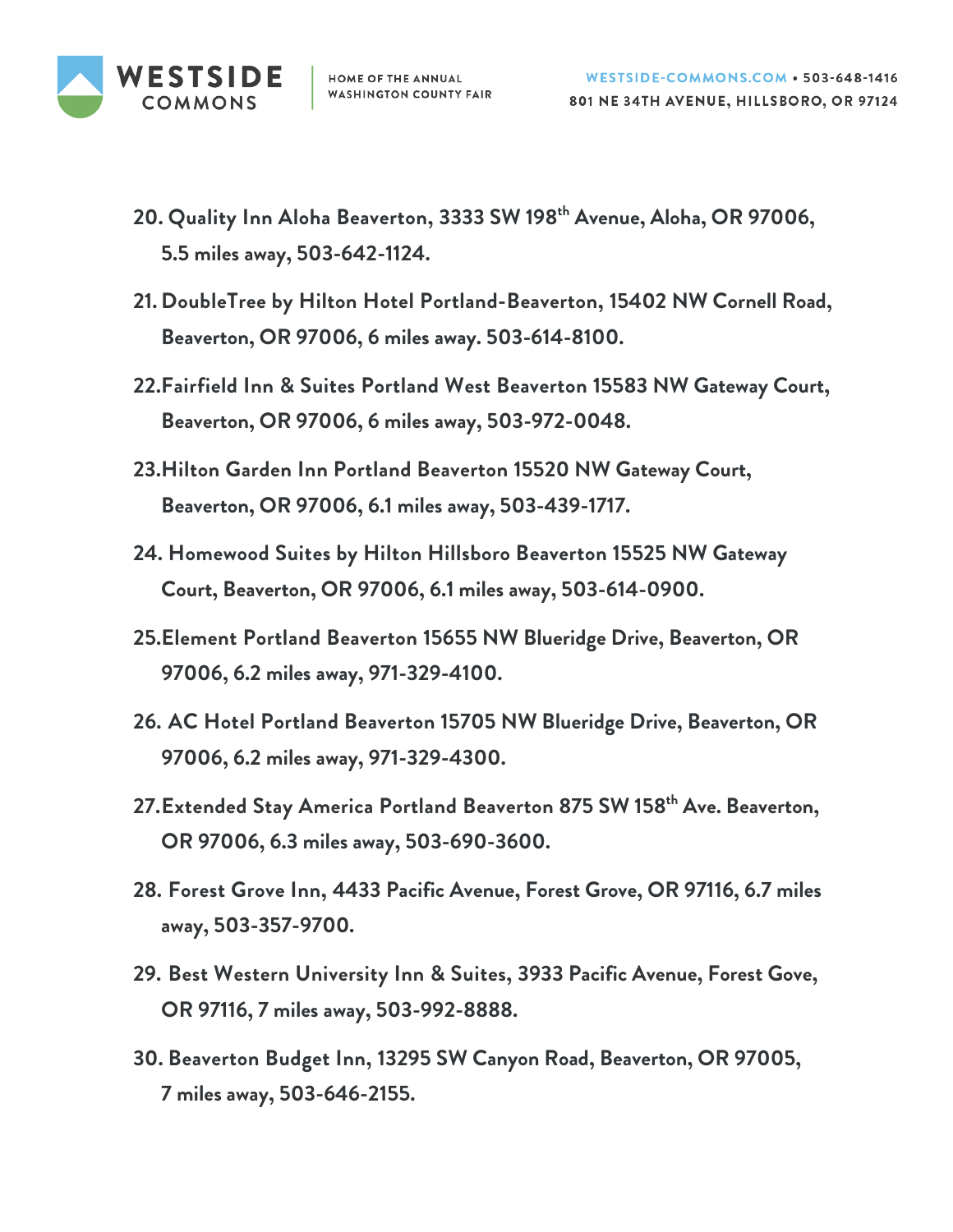20. Quality Inn Aloha Beaverton, 3333 SW 198th Avenue, Aloha, OR 97006, 5.5 miles away, 503-642-1124.

21. DoubleTree by Hilton Hotel Portland-Beaverton, 15402 NW Cornell Road, Beaverton, OR 97006, 6 miles away. 503-614-8100.

22. Fairfield Inn & Suites Portland West Beaverton 15583 NW Gateway Court, Beaverton, OR 97006, 6 miles away, 503-972-0048.

23. Hilton Garden Inn Portland Beaverton 15520 NW Gateway Court, Beaverton, OR 97006, 6.1 miles away, 503-439-1717.

24. Homewood Suites by Hilton Hillsboro Beaverton 15525 NW Gateway Court, Beaverton, OR 97006, 6.1 miles away, 503-614-0900.

25. Element Portland Beaverton 15655 NW Blueridge Drive, Beaverton, OR 97006, 6.2 miles away, 971-329-4100.

26. AC Hotel Portland Beaverton 15705 NW Blueridge Drive, Beaverton, OR 97006, 6.2 miles away, 971-329-4300.

27. Extended Stay America Portland Beaverton 875 SW 158th Ave. Beaverton, OR 97006, 6.3 miles away, 503-690-3600.

28. Forest Grove Inn, 4433 Pacific Avenue, Forest Grove, OR 97116, 6.7 miles away, 503-357-9700.

29. Best Western University Inn & Suites, 3933 Pacific Avenue, Forest Gove, OR 97116, 7 miles away, 503-992-8888.

30. Beaverton Budget Inn, 13295 SW Canyon Road, Beaverton, OR 97005, 7 miles away, 503-646-2155.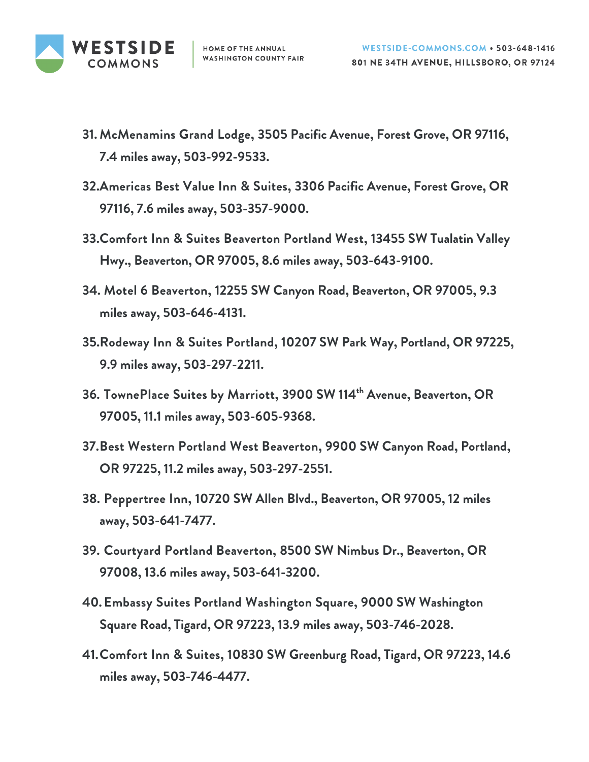31. McMenamins Grand Lodge, 3505 Pacific Avenue, Forest Grove, OR 97116, 7.4 miles away, 503-992-9533.
32. Americas Best Value Inn & Suites, 3306 Pacific Avenue, Forest Grove, OR 97116, 7.6 miles away, 503-357-9000.
33. Comfort Inn & Suites Beaverton Portland West, 13455 SW Tualatin Valley Hwy., Beaverton, OR 97005, 8.6 miles away, 503-643-9100.
34. Motel 6 Beaverton, 12255 SW Canyon Road, Beaverton, OR 97005, 9.3 miles away, 503-646-4131.
35. Rodeway Inn & Suites Portland, 10207 SW Park Way, Portland, OR 97225, 9.9 miles away, 503-297-2211.
36. TownePlace Suites by Marriott, 3900 SW 114th Avenue, Beaverton, OR 97005, 11.1 miles away, 503-605-9368.
37. Best Western Portland West Beaverton, 9900 SW Canyon Road, Portland, OR 97225, 11.2 miles away, 503-297-2551.
38. Peppertree Inn, 10720 SW Allen Blvd., Beaverton, OR 97005, 12 miles away, 503-641-7477.
39. Courtyard Portland Beaverton, 8500 SW Nimbus Dr., Beaverton, OR 97008, 13.6 miles away, 503-641-3200.
40. Embassy Suites Portland Washington Square, 9000 SW Washington Square Road, Tigard, OR 97223, 13.9 miles away, 503-746-2028.
41. Comfort Inn & Suites, 10830 SW Greenburg Road, Tigard, OR 97223, 14.6 miles away, 503-746-4477.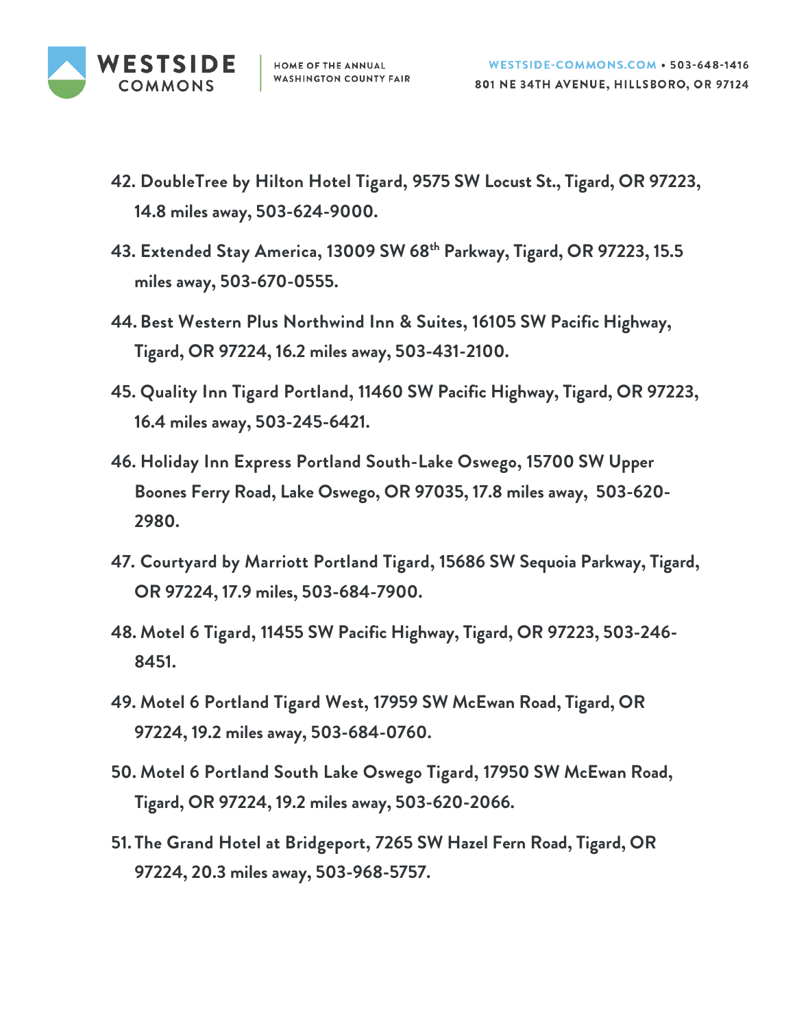42. DoubleTree by Hilton Hotel Tigard, 9575 SW Locust St., Tigard, OR 97223, 14.8 miles away, 503-624-9000.
43. Extended Stay America, 13009 SW 68th Parkway, Tigard, OR 97223, 15.5 miles away, 503-670-0555.
44. Best Western Plus Northwind Inn & Suites, 16105 SW Pacific Highway, Tigard, OR 97224, 16.2 miles away, 503-431-2100.
45. Quality Inn Tigard Portland, 11460 SW Pacific Highway, Tigard, OR 97223, 16.4 miles away, 503-245-6421.
46. Holiday Inn Express Portland South-Lake Oswego, 15700 SW Upper Boones Ferry Road, Lake Oswego, OR 97035, 17.8 miles away, 503-620-2980.
47. Courtyard by Marriott Portland Tigard, 15686 SW Sequoia Parkway, Tigard, OR 97224, 17.9 miles, 503-684-7900.
48. Motel 6 Tigard, 11455 SW Pacific Highway, Tigard, OR 97223, 503-246-8451.
49. Motel 6 Portland Tigard West, 17959 SW McEwan Road, Tigard, OR 97224, 19.2 miles away, 503-684-0760.
50. Motel 6 Portland South Lake Oswego Tigard, 17950 SW McEwan Road, Tigard, OR 97224, 19.2 miles away, 503-620-2066.
51. The Grand Hotel at Bridgeport, 7265 SW Hazel Fern Road, Tigard, OR 97224, 20.3 miles away, 503-968-5757.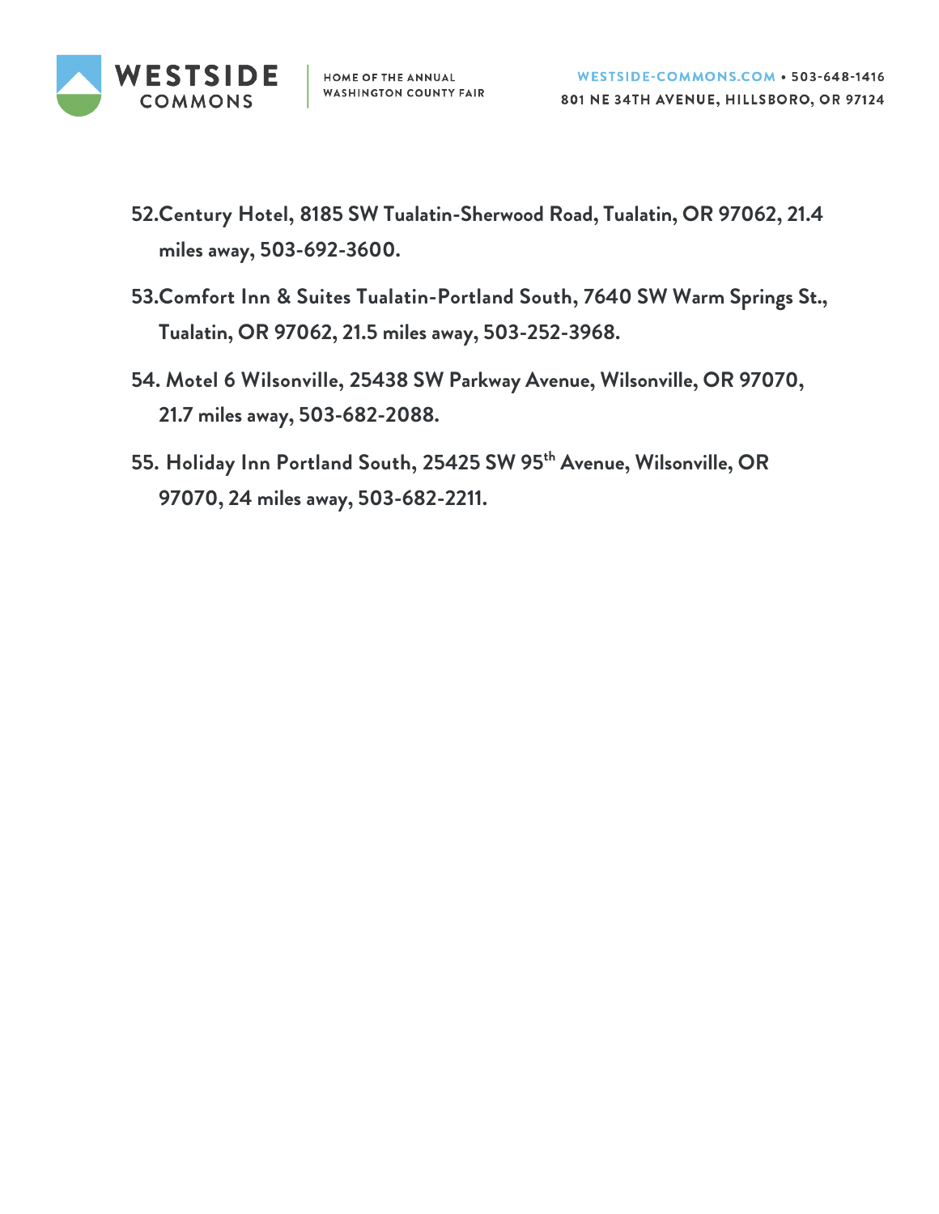52. Century Hotel, 8185 SW Tualatin-Sherwood Road, Tualatin, OR 97062, 21.4 miles away, 503-692-3600.

53. Comfort Inn & Suites Tualatin-Portland South, 7640 SW Warm Springs St., Tualatin, OR 97062, 21.5 miles away, 503-252-3968.

54. Motel 6 Wilsonville, 25438 SW Parkway Avenue, Wilsonville, OR 97070, 21.7 miles away, 503-682-2088.

55. Holiday Inn Portland South, 25425 SW 95th Avenue, Wilsonville, OR 97070, 24 miles away, 503-682-2211.